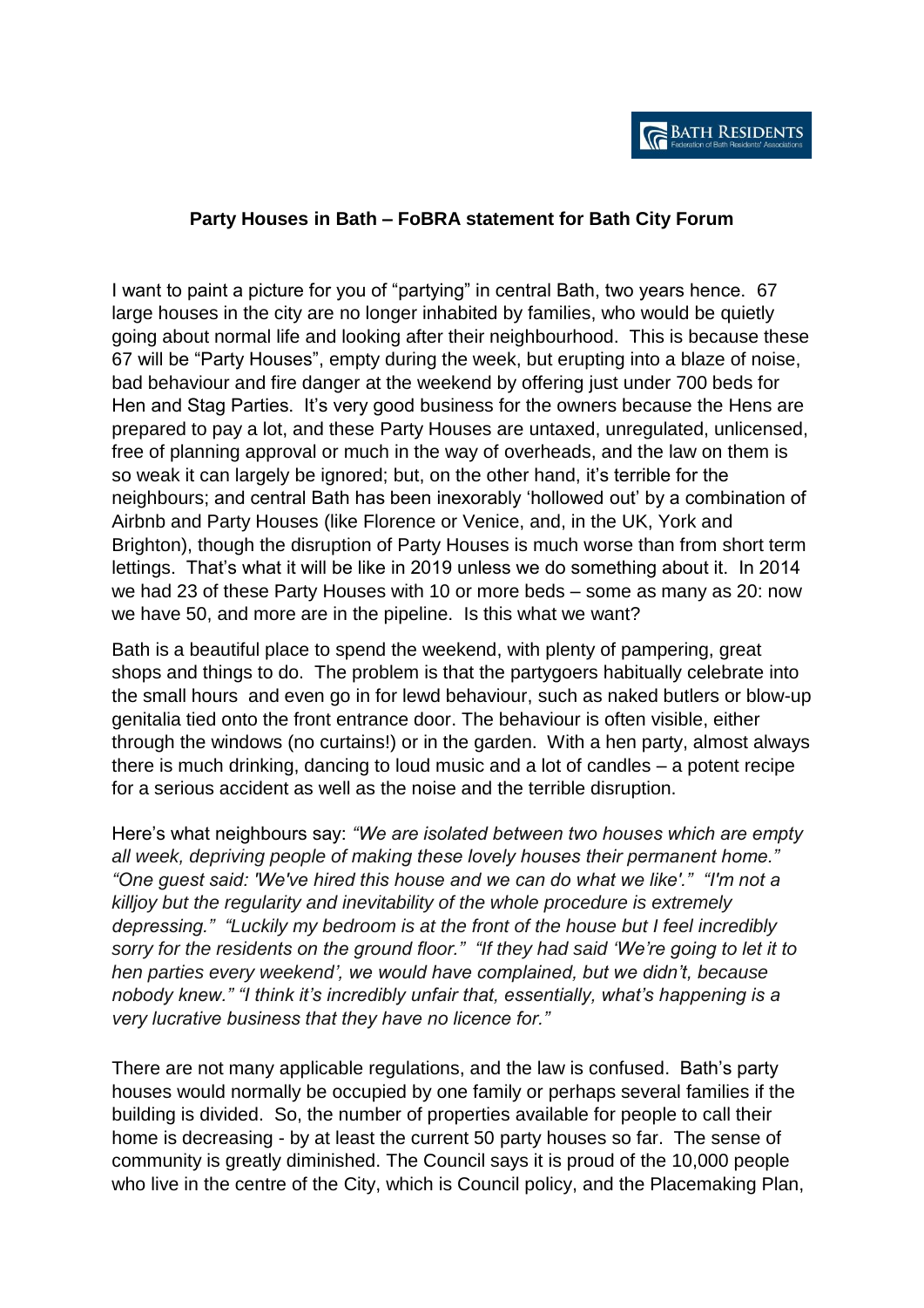**Party Houses in Bath – FoBRA statement for Bath City Forum**

I want to paint a picture for you of "partying" in central Bath, two years hence. 67 large houses in the city are no longer inhabited by families, who would be quietly going about normal life and looking after their neighbourhood. This is because these 67 will be "Party Houses", empty during the week, but erupting into a blaze of noise, bad behaviour and fire danger at the weekend by offering just under 700 beds for Hen and Stag Parties. It's very good business for the owners because the Hens are prepared to pay a lot, and these Party Houses are untaxed, unregulated, unlicensed, free of planning approval or much in the way of overheads, and the law on them is so weak it can largely be ignored; but, on the other hand, it's terrible for the neighbours; and central Bath has been inexorably 'hollowed out' by a combination of Airbnb and Party Houses (like Florence or Venice, and, in the UK, York and Brighton), though the disruption of Party Houses is much worse than from short term lettings. That's what it will be like in 2019 unless we do something about it. In 2014 we had 23 of these Party Houses with 10 or more beds – some as many as 20: now we have 50, and more are in the pipeline. Is this what we want?

Bath is a beautiful place to spend the weekend, with plenty of pampering, great shops and things to do. The problem is that the partygoers habitually celebrate into the small hours and even go in for lewd behaviour, such as naked butlers or blow-up genitalia tied onto the front entrance door. The behaviour is often visible, either through the windows (no curtains!) or in the garden. With a hen party, almost always there is much drinking, dancing to loud music and a lot of candles – a potent recipe for a serious accident as well as the noise and the terrible disruption.

Here's what neighbours say: *"We are isolated between two houses which are empty all week, depriving people of making these lovely houses their permanent home." "One guest said: 'We've hired this house and we can do what we like'." "I'm not a killjoy but the regularity and inevitability of the whole procedure is extremely depressing." "Luckily my bedroom is at the front of the house but I feel incredibly sorry for the residents on the ground floor." "If they had said 'We're going to let it to hen parties every weekend', we would have complained, but we didn't, because nobody knew." "I think it's incredibly unfair that, essentially, what's happening is a very lucrative business that they have no licence for."*

There are not many applicable regulations, and the law is confused. Bath's party houses would normally be occupied by one family or perhaps several families if the building is divided. So, the number of properties available for people to call their home is decreasing - by at least the current 50 party houses so far. The sense of community is greatly diminished. The Council says it is proud of the 10,000 people who live in the centre of the City, which is Council policy, and the Placemaking Plan,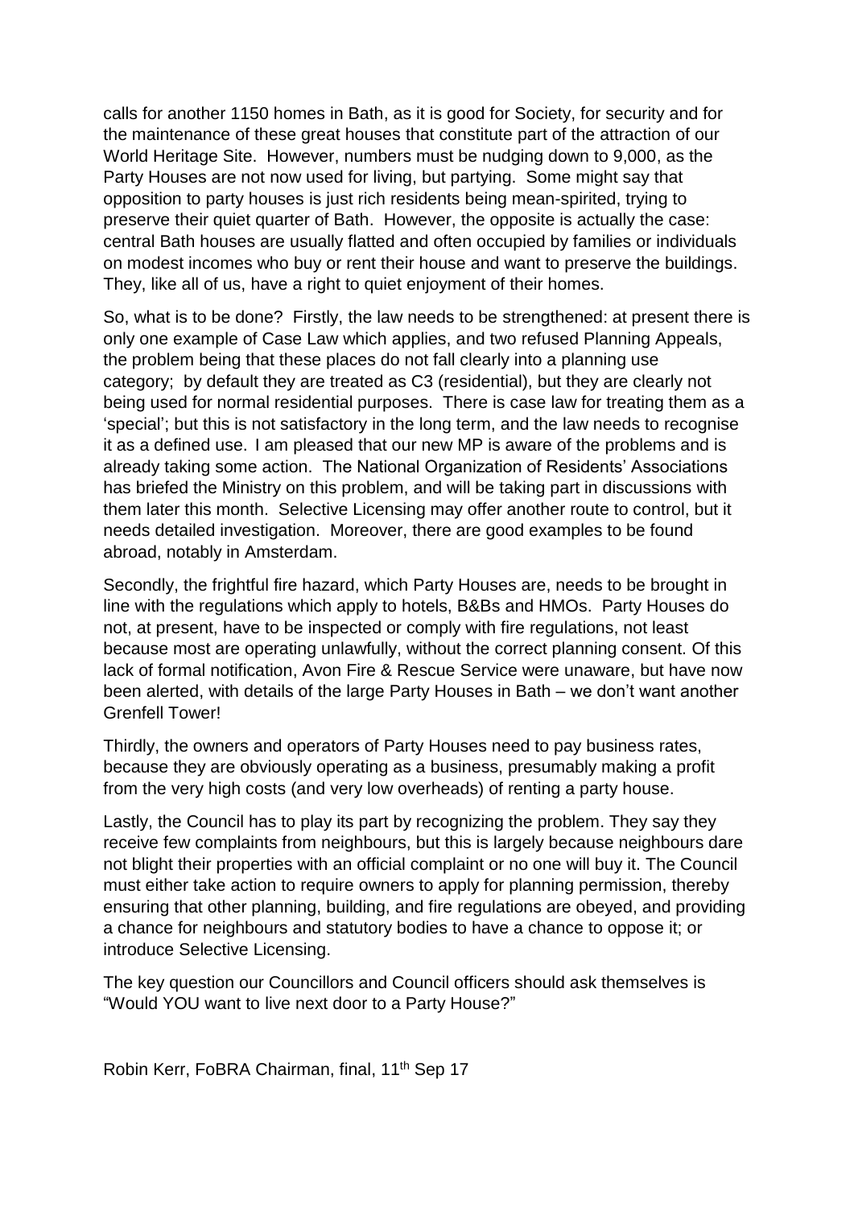calls for another 1150 homes in Bath, as it is good for Society, for security and for the maintenance of these great houses that constitute part of the attraction of our World Heritage Site. However, numbers must be nudging down to 9,000, as the Party Houses are not now used for living, but partying. Some might say that opposition to party houses is just rich residents being mean-spirited, trying to preserve their quiet quarter of Bath. However, the opposite is actually the case: central Bath houses are usually flatted and often occupied by families or individuals on modest incomes who buy or rent their house and want to preserve the buildings. They, like all of us, have a right to quiet enjoyment of their homes.

So, what is to be done? Firstly, the law needs to be strengthened: at present there is only one example of Case Law which applies, and two refused Planning Appeals, the problem being that these places do not fall clearly into a planning use category; by default they are treated as C3 (residential), but they are clearly not being used for normal residential purposes. There is case law for treating them as a 'special'; but this is not satisfactory in the long term, and the law needs to recognise it as a defined use. I am pleased that our new MP is aware of the problems and is already taking some action. The National Organization of Residents' Associations has briefed the Ministry on this problem, and will be taking part in discussions with them later this month. Selective Licensing may offer another route to control, but it needs detailed investigation. Moreover, there are good examples to be found abroad, notably in Amsterdam.

Secondly, the frightful fire hazard, which Party Houses are, needs to be brought in line with the regulations which apply to hotels, B&Bs and HMOs. Party Houses do not, at present, have to be inspected or comply with fire regulations, not least because most are operating unlawfully, without the correct planning consent. Of this lack of formal notification, Avon Fire & Rescue Service were unaware, but have now been alerted, with details of the large Party Houses in Bath – we don't want another Grenfell Tower!

Thirdly, the owners and operators of Party Houses need to pay business rates, because they are obviously operating as a business, presumably making a profit from the very high costs (and very low overheads) of renting a party house.

Lastly, the Council has to play its part by recognizing the problem. They say they receive few complaints from neighbours, but this is largely because neighbours dare not blight their properties with an official complaint or no one will buy it. The Council must either take action to require owners to apply for planning permission, thereby ensuring that other planning, building, and fire regulations are obeyed, and providing a chance for neighbours and statutory bodies to have a chance to oppose it; or introduce Selective Licensing.

The key question our Councillors and Council officers should ask themselves is "Would YOU want to live next door to a Party House?"

Robin Kerr, FoBRA Chairman, final, 11th Sep 17